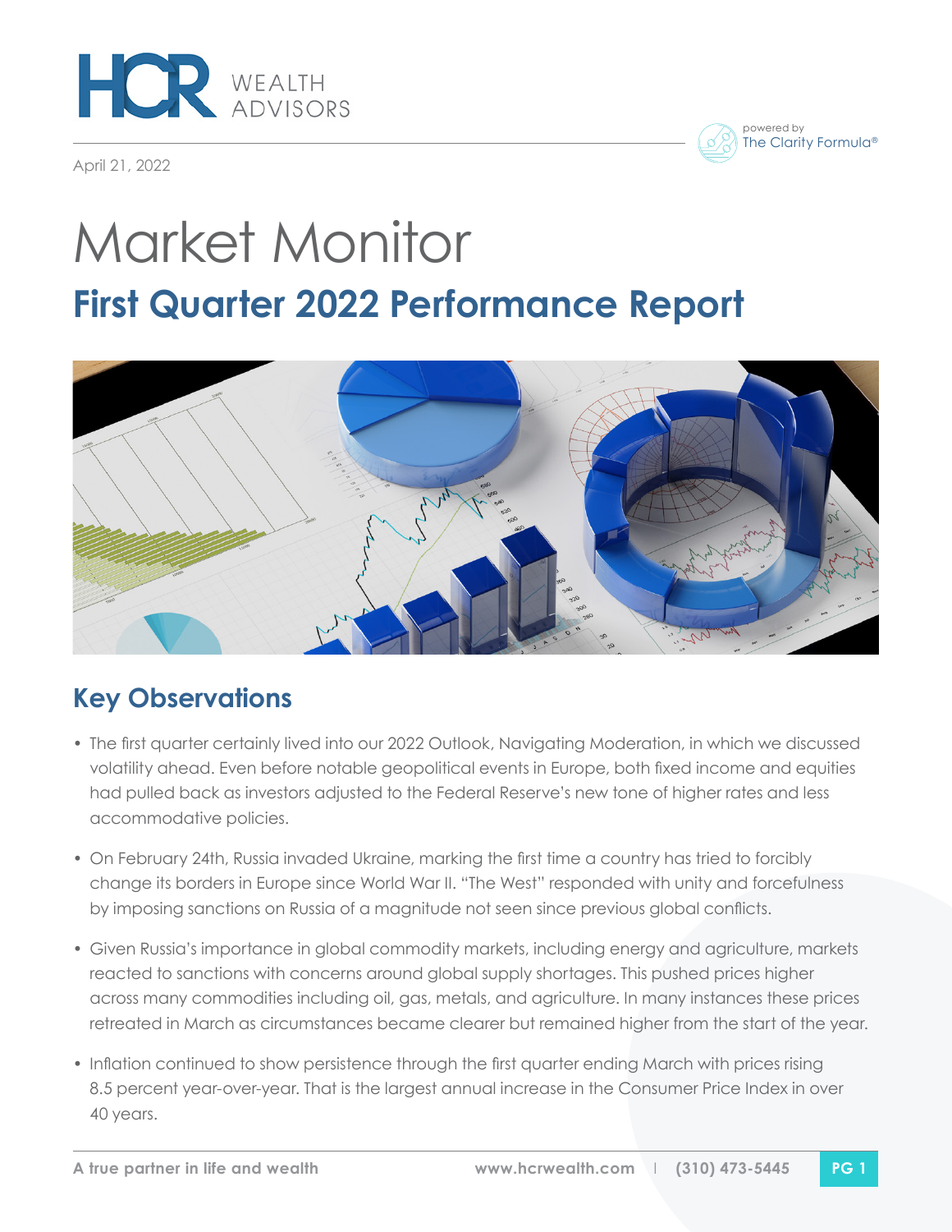HCR WEALTH ADVISORS

powered by The Clarity Formula®

April 21, 2022

# Market Monitor

## First Quarter 2022 Performance Report

## Key Observations

- The first quarter certainly lived into our 2022 Outlook, Navigating Moderation, in which we discussed volatility ahead. Even before notable geopolitical events in Europe, both fixed income and equities had pulled back as investors adjusted to the Federal Reserve's new tone of higher rates and less accommodative policies.
- On February 24th, Russia invaded Ukraine, marking the first time a country has tried to forcibly change its borders in Europe since World War II. "The West" responded with unity and forcefulness by imposing sanctions on Russia of a magnitude not seen since previous global conflicts.
- Given Russia's importance in global commodity markets, including energy and agriculture, markets reacted to sanctions with concerns around global supply shortages. This pushed prices higher across many commodities including oil, gas, metals, and agriculture. In many instances these prices retreated in March as circumstances became clearer but remained higher from the start of the year.
- Inflation continued to show persistence through the first quarter ending March with prices rising 8.5 percent year-over-year. That is the largest annual increase in the Consumer Price Index in over 40 years.

A true partner in life and wealth | www.hcrwealth.com | (310) 473-5445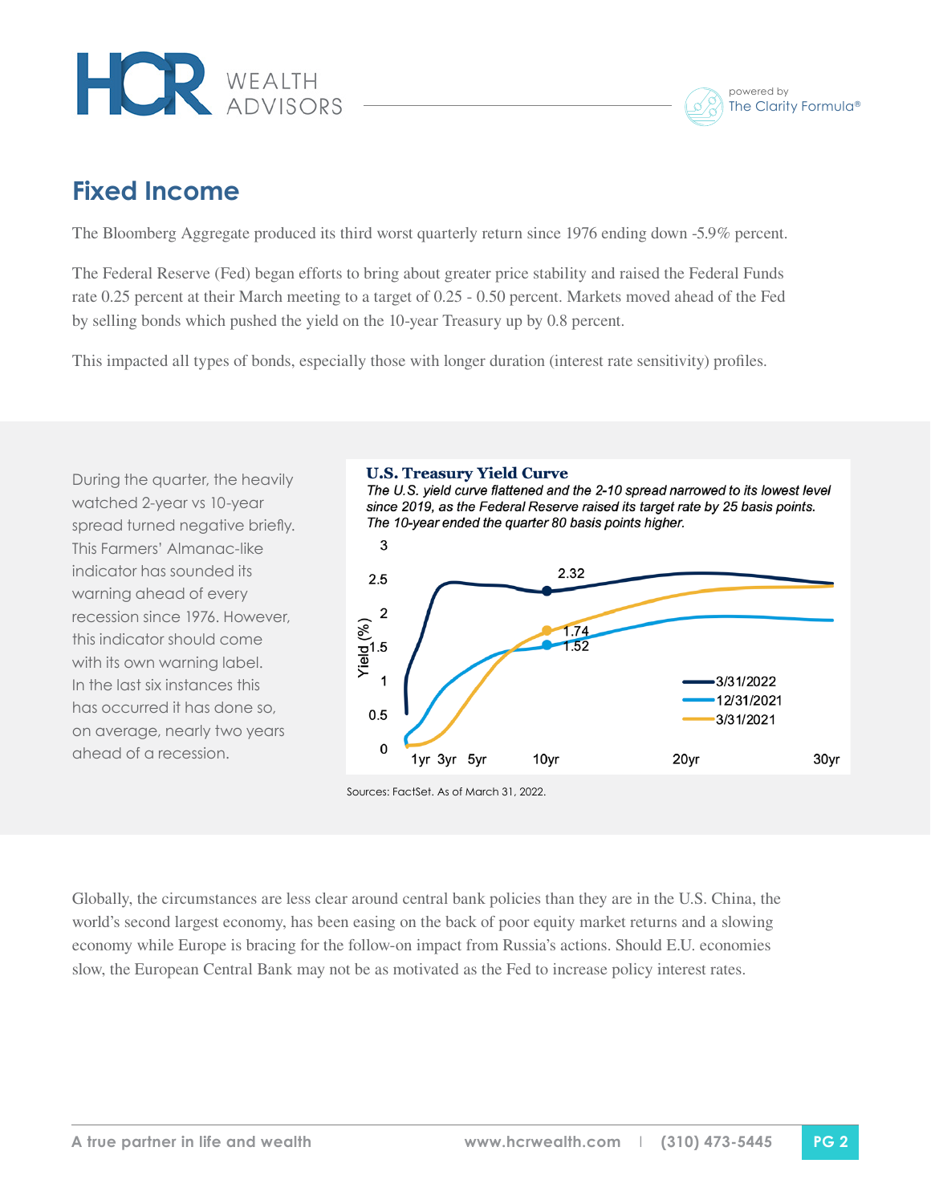## Fixed Income

The Bloomberg Aggregate produced its third worst quarterly return since 1976 ending down -5.9% percent.

The Federal Reserve (Fed) began efforts to bring about greater price stability and raised the Federal Funds rate 0.25 percent at their March meeting to a target of 0.25 - 0.50 percent. Markets moved ahead of the Fed by selling bonds which pushed the yield on the 10-year Treasury up by 0.8 percent.

This impacted all types of bonds, especially those with longer duration (interest rate sensitivity) profiles.

During the quarter, the heavily watched 2-year vs 10-year spread turned negative briefly. This Farmers' Almanac-like indicator has sounded its warning ahead of every recession since 1976. However, this indicator should come with its own warning label. In the last six instances this has occurred it has done so, on average, nearly two years ahead of a recession.

**U.S. Treasury Yield Curve**

*The U.S. yield curve flattened and the 2-10 spread narrowed to its lowest level since 2019, as the Federal Reserve raised its target rate by 25 basis points. The 10-year ended the quarter 80 basis points higher.*

Sources: FactSet. As of March 31, 2022.

Globally, the circumstances are less clear around central bank policies than they are in the U.S. China, the world's second largest economy, has been easing on the back of poor equity market returns and a slowing economy while Europe is bracing for the follow-on impact from Russia's actions. Should E.U. economies slow, the European Central Bank may not be as motivated as the Fed to increase policy interest rates.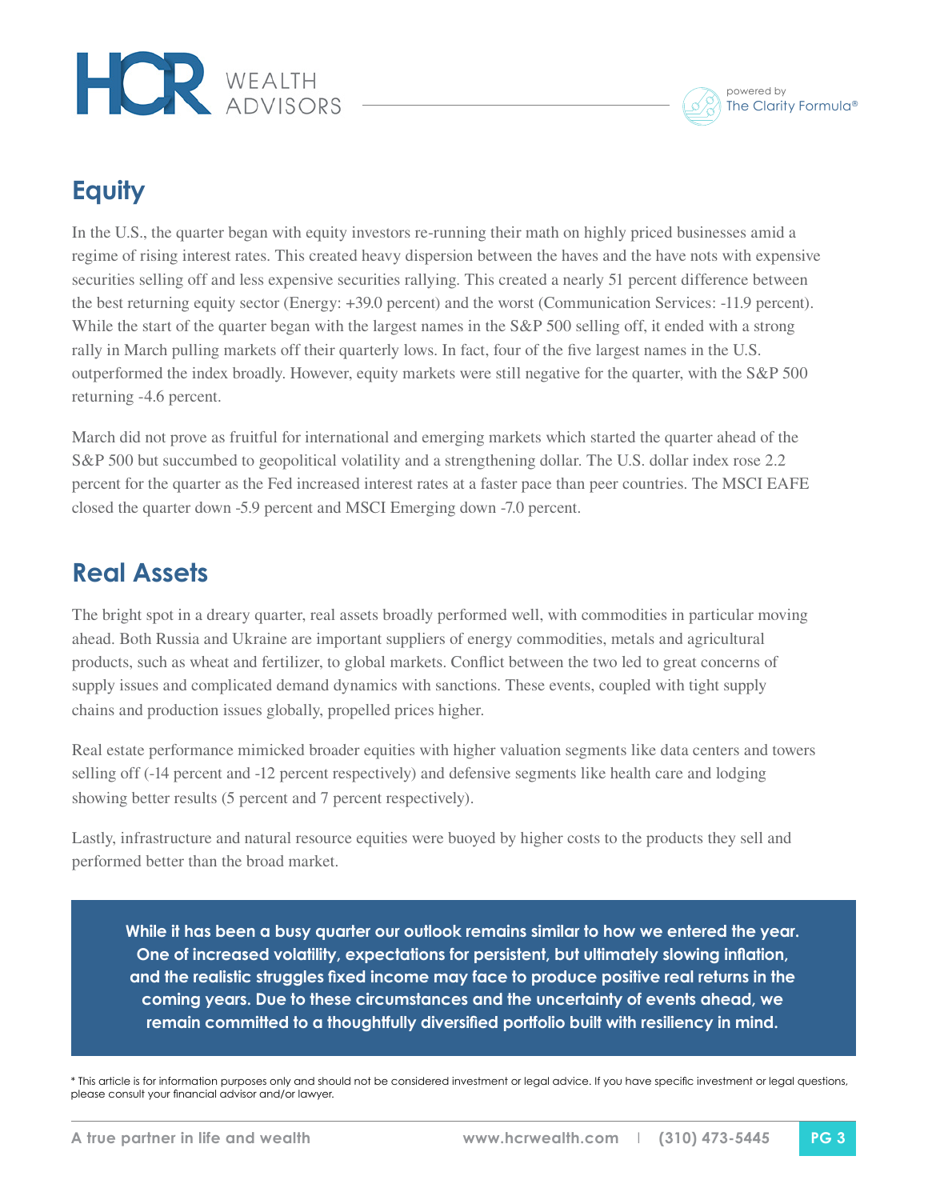## Equity

In the U.S., the quarter began with equity investors re-running their math on highly priced businesses amid a regime of rising interest rates. This created heavy dispersion between the haves and the have nots with expensive securities selling off and less expensive securities rallying. This created a nearly 51 percent difference between the best returning equity sector (Energy: +39.0 percent) and the worst (Communication Services: -11.9 percent). While the start of the quarter began with the largest names in the S&P 500 selling off, it ended with a strong rally in March pulling markets off their quarterly lows. In fact, four of the five largest names in the U.S. outperformed the index broadly. However, equity markets were still negative for the quarter, with the S&P 500 returning -4.6 percent.

March did not prove as fruitful for international and emerging markets which started the quarter ahead of the S&P 500 but succumbed to geopolitical volatility and a strengthening dollar. The U.S. dollar index rose 2.2 percent for the quarter as the Fed increased interest rates at a faster pace than peer countries. The MSCI EAFE closed the quarter down -5.9 percent and MSCI Emerging down -7.0 percent.

## Real Assets

The bright spot in a dreary quarter, real assets broadly performed well, with commodities in particular moving ahead. Both Russia and Ukraine are important suppliers of energy commodities, metals and agricultural products, such as wheat and fertilizer, to global markets. Conflict between the two led to great concerns of supply issues and complicated demand dynamics with sanctions. These events, coupled with tight supply chains and production issues globally, propelled prices higher.

Real estate performance mimicked broader equities with higher valuation segments like data centers and towers selling off (-14 percent and -12 percent respectively) and defensive segments like health care and lodging showing better results (5 percent and 7 percent respectively).

Lastly, infrastructure and natural resource equities were buoyed by higher costs to the products they sell and performed better than the broad market.

**While it has been a busy quarter our outlook remains similar to how we entered the year. One of increased volatility, expectations for persistent, but ultimately slowing inflation, and the realistic struggles fixed income may face to produce positive real returns in the coming years. Due to these circumstances and the uncertainty of events ahead, we remain committed to a thoughtfully diversified portfolio built with resiliency in mind.**

* This article is for information purposes only and should not be considered investment or legal advice. If you have specific investment or legal questions, please consult your financial advisor and/or lawyer.